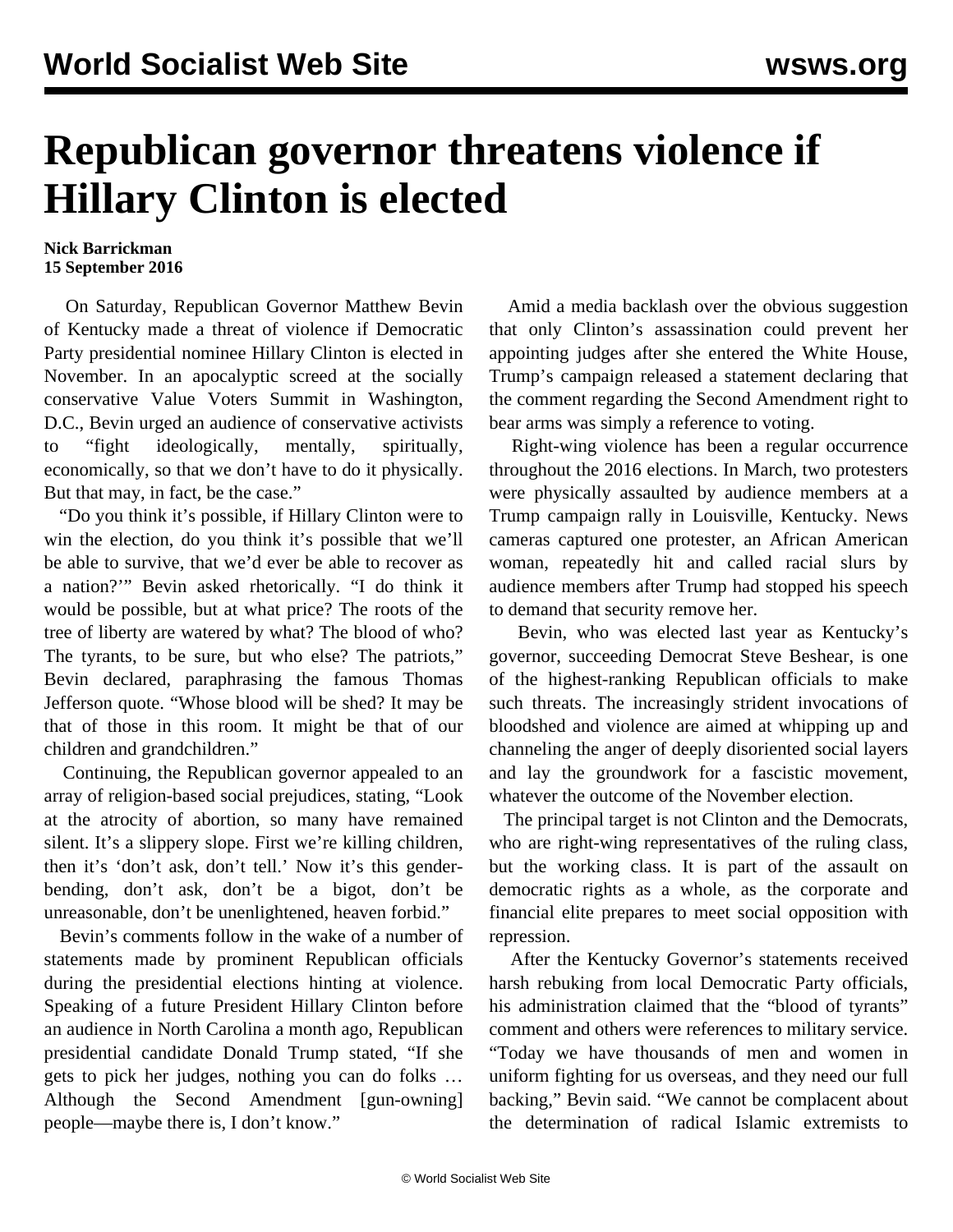# Republican governor threatens violence if Hillary Clinton is elected

**Nick Barrickman**
**15 September 2016**

On Saturday, Republican Governor Matthew Bevin of Kentucky made a threat of violence if Democratic Party presidential nominee Hillary Clinton is elected in November. In an apocalyptic screed at the socially conservative Value Voters Summit in Washington, D.C., Bevin urged an audience of conservative activists to "fight ideologically, mentally, spiritually, economically, so that we don't have to do it physically. But that may, in fact, be the case."

"Do you think it's possible, if Hillary Clinton were to win the election, do you think it's possible that we'll be able to survive, that we'd ever be able to recover as a nation?'" Bevin asked rhetorically. "I do think it would be possible, but at what price? The roots of the tree of liberty are watered by what? The blood of who? The tyrants, to be sure, but who else? The patriots," Bevin declared, paraphrasing the famous Thomas Jefferson quote. "Whose blood will be shed? It may be that of those in this room. It might be that of our children and grandchildren."

Continuing, the Republican governor appealed to an array of religion-based social prejudices, stating, "Look at the atrocity of abortion, so many have remained silent. It's a slippery slope. First we're killing children, then it's 'don't ask, don't tell.' Now it's this gender-bending, don't ask, don't be a bigot, don't be unreasonable, don't be unenlightened, heaven forbid."

Bevin's comments follow in the wake of a number of statements made by prominent Republican officials during the presidential elections hinting at violence. Speaking of a future President Hillary Clinton before an audience in North Carolina a month ago, Republican presidential candidate Donald Trump stated, "If she gets to pick her judges, nothing you can do folks … Although the Second Amendment [gun-owning] people—maybe there is, I don't know."

Amid a media backlash over the obvious suggestion that only Clinton's assassination could prevent her appointing judges after she entered the White House, Trump's campaign released a statement declaring that the comment regarding the Second Amendment right to bear arms was simply a reference to voting.

Right-wing violence has been a regular occurrence throughout the 2016 elections. In March, two protesters were physically assaulted by audience members at a Trump campaign rally in Louisville, Kentucky. News cameras captured one protester, an African American woman, repeatedly hit and called racial slurs by audience members after Trump had stopped his speech to demand that security remove her.

Bevin, who was elected last year as Kentucky's governor, succeeding Democrat Steve Beshear, is one of the highest-ranking Republican officials to make such threats. The increasingly strident invocations of bloodshed and violence are aimed at whipping up and channeling the anger of deeply disoriented social layers and lay the groundwork for a fascistic movement, whatever the outcome of the November election.

The principal target is not Clinton and the Democrats, who are right-wing representatives of the ruling class, but the working class. It is part of the assault on democratic rights as a whole, as the corporate and financial elite prepares to meet social opposition with repression.

After the Kentucky Governor's statements received harsh rebuking from local Democratic Party officials, his administration claimed that the "blood of tyrants" comment and others were references to military service. "Today we have thousands of men and women in uniform fighting for us overseas, and they need our full backing," Bevin said. "We cannot be complacent about the determination of radical Islamic extremists to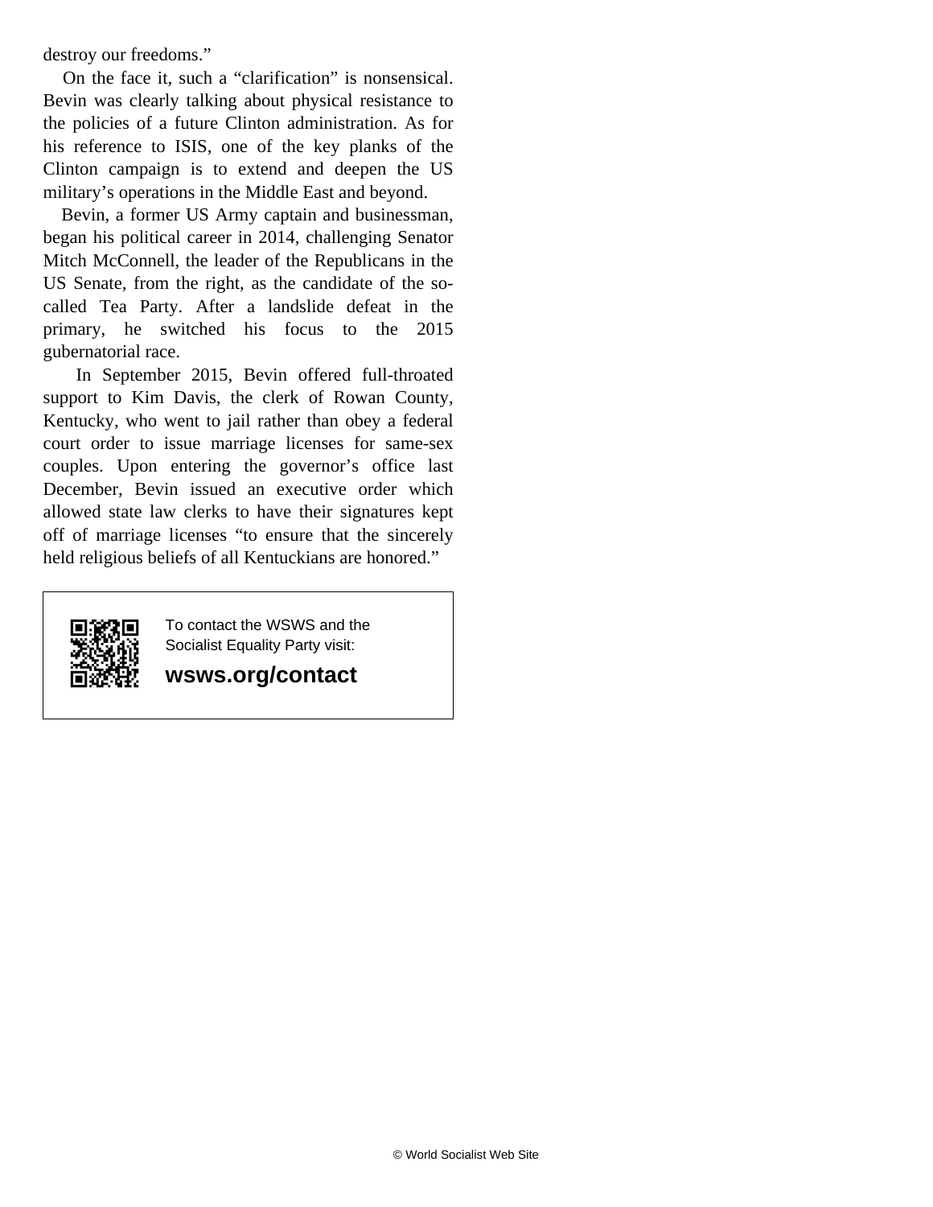destroy our freedoms."

On the face it, such a "clarification" is nonsensical. Bevin was clearly talking about physical resistance to the policies of a future Clinton administration. As for his reference to ISIS, one of the key planks of the Clinton campaign is to extend and deepen the US military's operations in the Middle East and beyond.

Bevin, a former US Army captain and businessman, began his political career in 2014, challenging Senator Mitch McConnell, the leader of the Republicans in the US Senate, from the right, as the candidate of the so-called Tea Party. After a landslide defeat in the primary, he switched his focus to the 2015 gubernatorial race.

In September 2015, Bevin offered full-throated support to Kim Davis, the clerk of Rowan County, Kentucky, who went to jail rather than obey a federal court order to issue marriage licenses for same-sex couples. Upon entering the governor's office last December, Bevin issued an executive order which allowed state law clerks to have their signatures kept off of marriage licenses "to ensure that the sincerely held religious beliefs of all Kentuckians are honored."

To contact the WSWS and the Socialist Equality Party visit:

**wsws.org/contact**